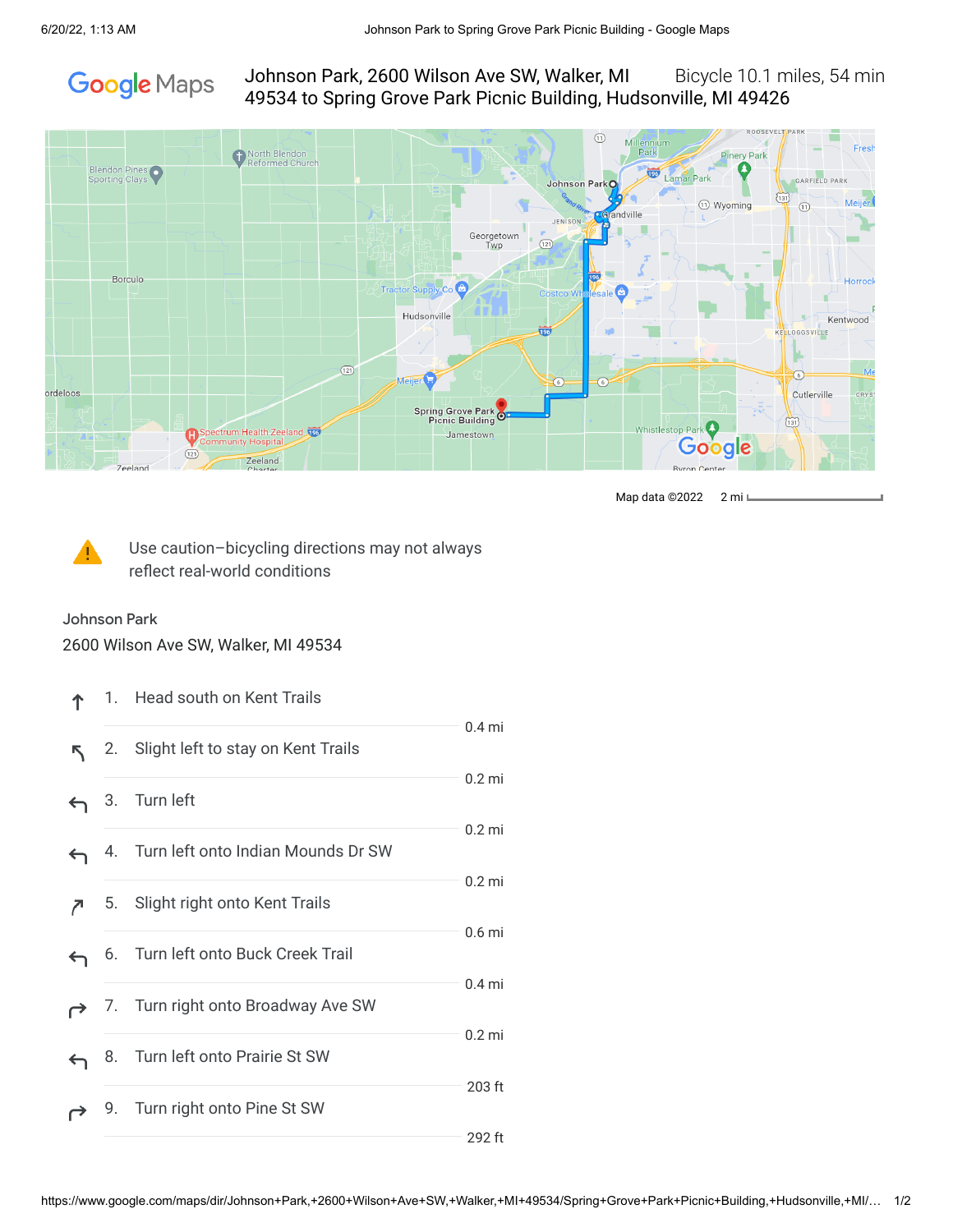# Johnson Park, 2600 Wilson Ave SW, Walker, MI 49534 to Spring Grove Park Picnic Building, Hudsonville, MI 49426

Bicycle 10.1 miles, 54 min

Map data ©2022  2 mi

Use caution–bicycling directions may not always reflect real-world conditions

Johnson Park
2600 Wilson Ave SW, Walker, MI 49534

1. Head south on Kent Trails
   0.4 mi
2. Slight left to stay on Kent Trails
   0.2 mi
3. Turn left
   0.2 mi
4. Turn left onto Indian Mounds Dr SW
   0.2 mi
5. Slight right onto Kent Trails
   0.6 mi
6. Turn left onto Buck Creek Trail
   0.4 mi
7. Turn right onto Broadway Ave SW
   0.2 mi
8. Turn left onto Prairie St SW
   203 ft
9. Turn right onto Pine St SW
   292 ft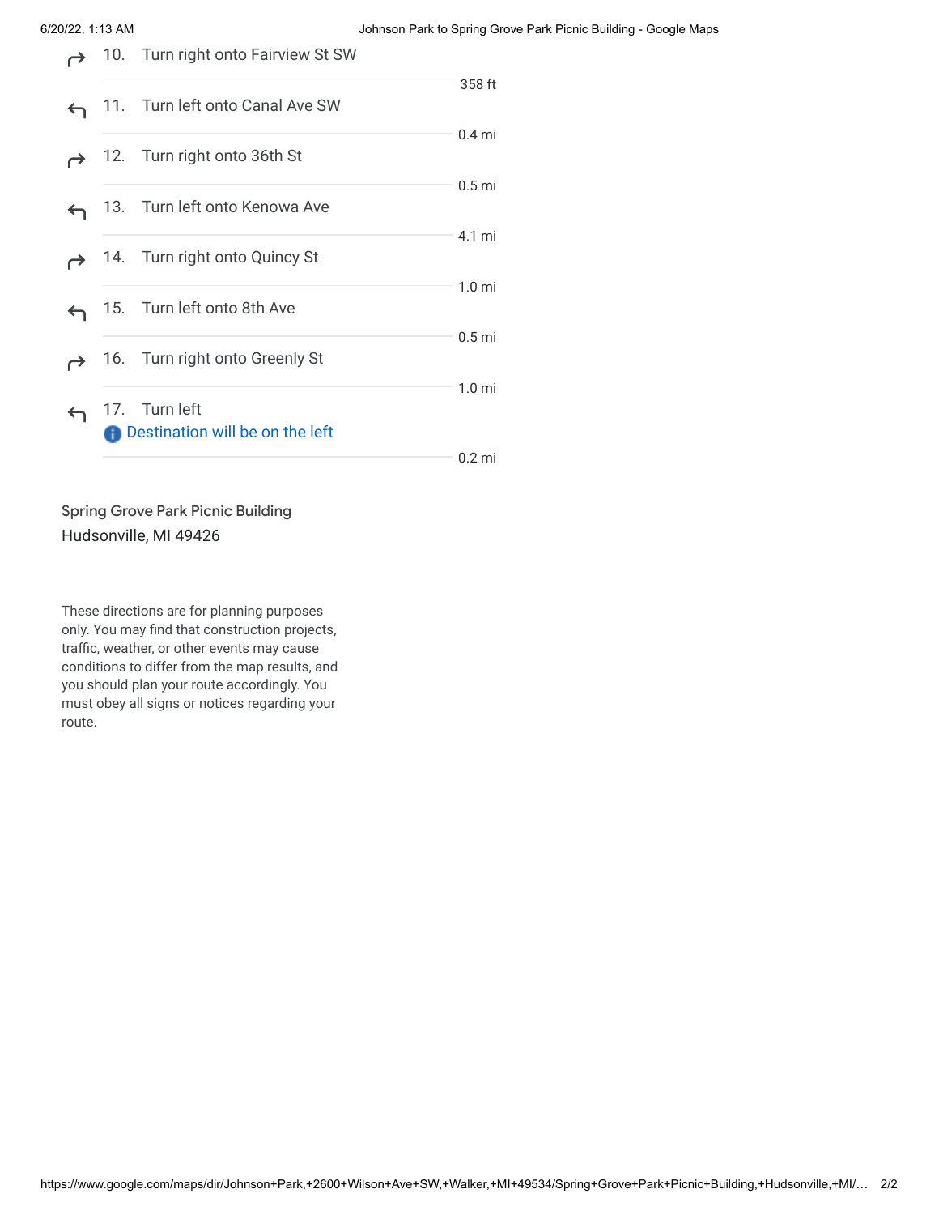10. Turn right onto Fairview St SW

358 ft

11. Turn left onto Canal Ave SW

0.4 mi

12. Turn right onto 36th St

0.5 mi

13. Turn left onto Kenowa Ave

4.1 mi

14. Turn right onto Quincy St

1.0 mi

15. Turn left onto 8th Ave

0.5 mi

16. Turn right onto Greenly St

1.0 mi

17. Turn left
    Destination will be on the left

0.2 mi

Spring Grove Park Picnic Building
Hudsonville, MI 49426

These directions are for planning purposes only. You may find that construction projects, traffic, weather, or other events may cause conditions to differ from the map results, and you should plan your route accordingly. You must obey all signs or notices regarding your route.